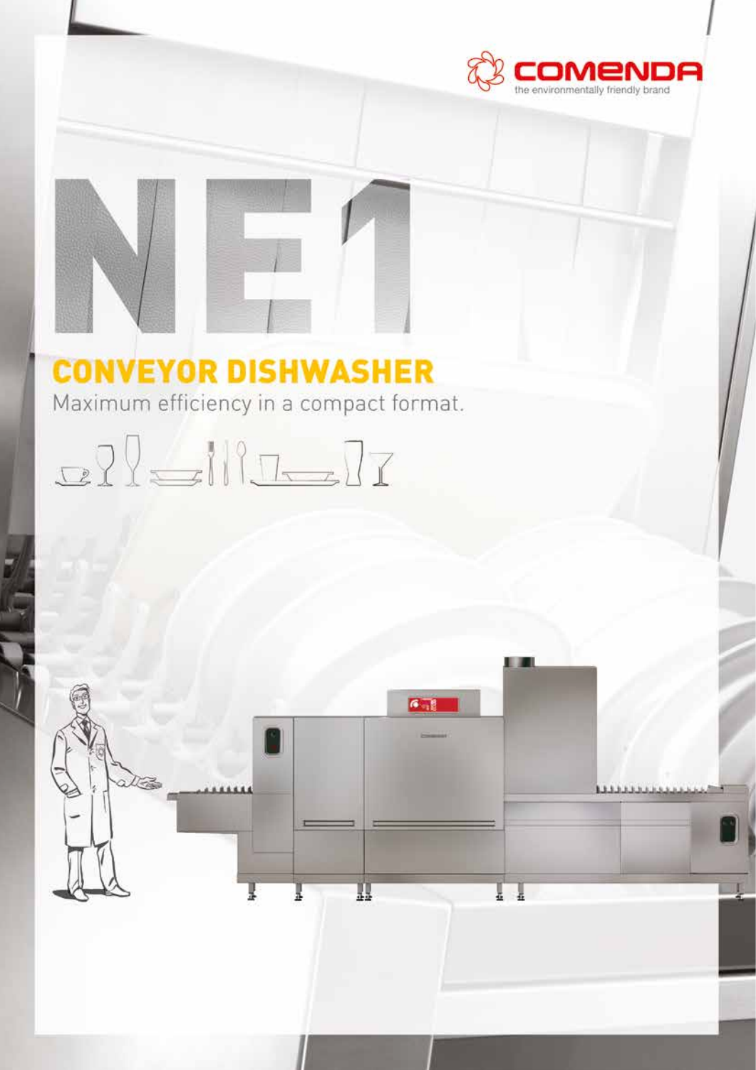COMENDA

the environmentally friendly brand

# NE1

## CONVEYOR DISHWASHER

Maximum efficiency in a compact format.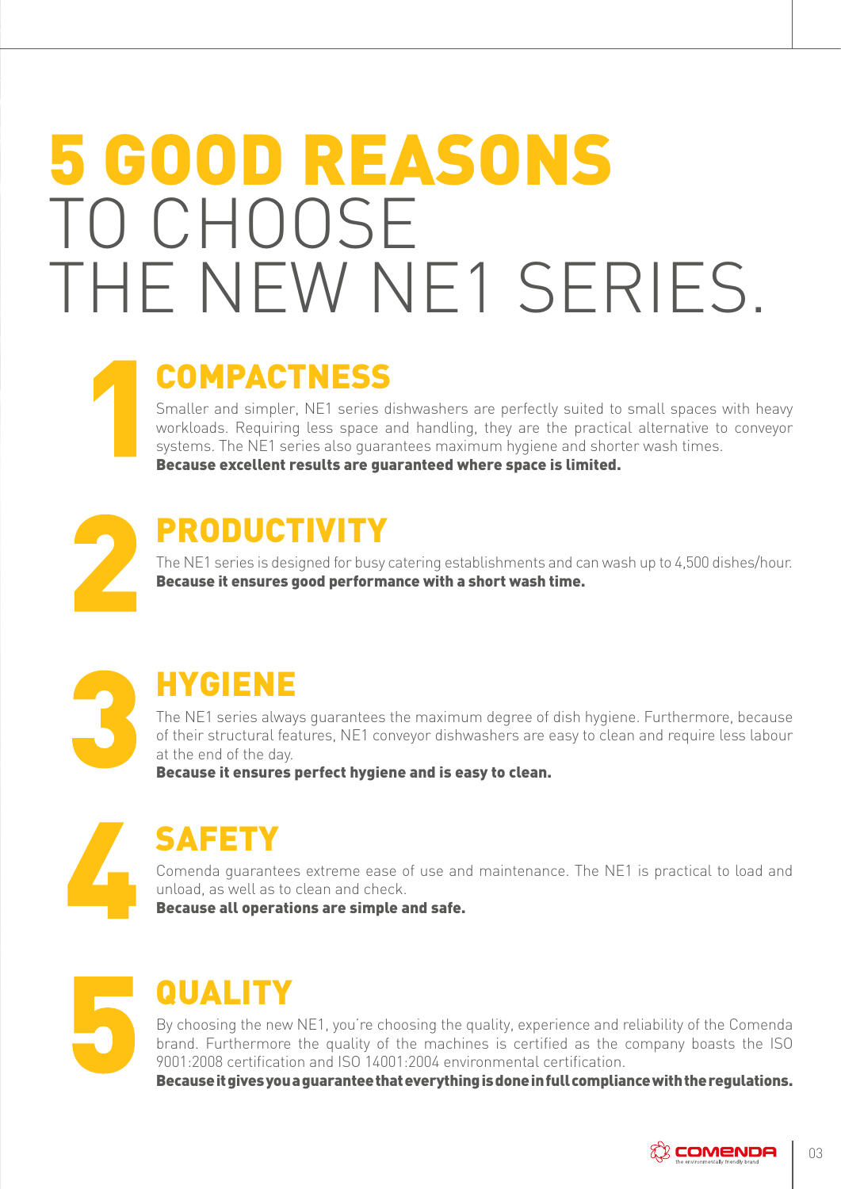# 5 GOOD REASONS TO CHOOSE THE NEW NE1 SERIES.

## 1 COMPACTNESS

Smaller and simpler, NE1 series dishwashers are perfectly suited to small spaces with heavy workloads. Requiring less space and handling, they are the practical alternative to conveyor systems. The NE1 series also guarantees maximum hygiene and shorter wash times.
**Because excellent results are guaranteed where space is limited.**

## 2 PRODUCTIVITY

The NE1 series is designed for busy catering establishments and can wash up to 4,500 dishes/hour.
**Because it ensures good performance with a short wash time.**

## 3 HYGIENE

The NE1 series always guarantees the maximum degree of dish hygiene. Furthermore, because of their structural features, NE1 conveyor dishwashers are easy to clean and require less labour at the end of the day.
**Because it ensures perfect hygiene and is easy to clean.**

## 4 SAFETY

Comenda guarantees extreme ease of use and maintenance. The NE1 is practical to load and unload, as well as to clean and check.
**Because all operations are simple and safe.**

## 5 QUALITY

By choosing the new NE1, you´re choosing the quality, experience and reliability of the Comenda brand. Furthermore the quality of the machines is certified as the company boasts the ISO 9001:2008 certification and ISO 14001:2004 environmental certification.
**Because it gives you a guarantee that everything is done in full compliance with the regulations.**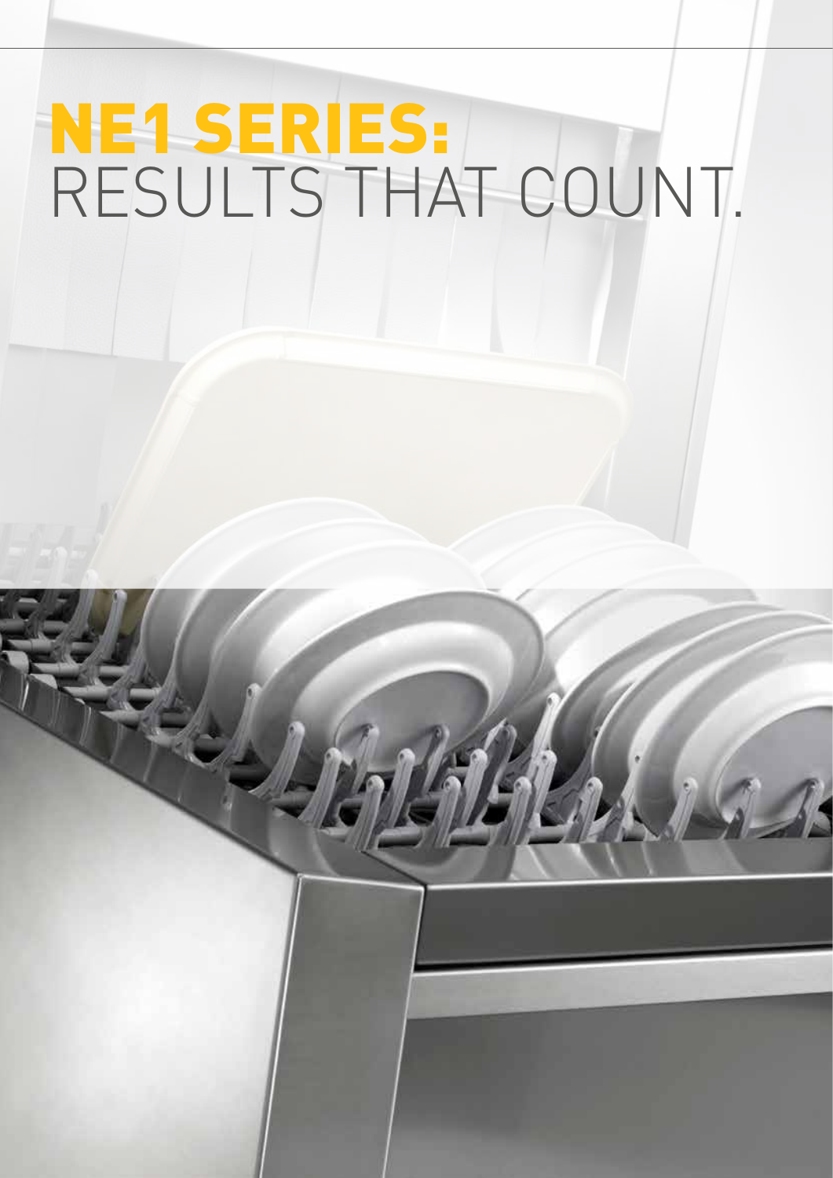# NE1 SERIES: RESULTS THAT COUNT.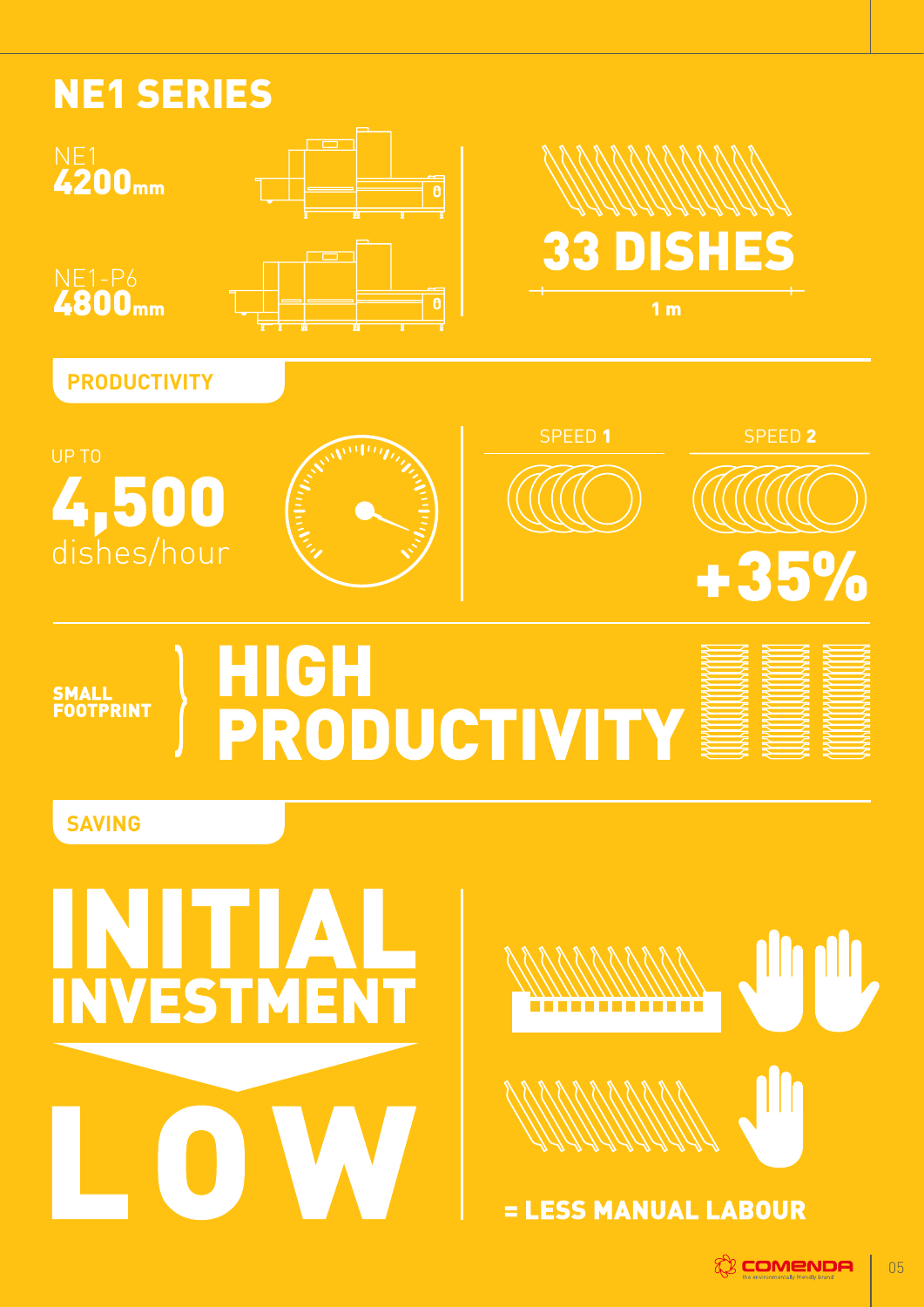# NE1 SERIES

NE1
**4200mm**

NE1-P6
**4800mm**

**33 DISHES**

**1 m**

## PRODUCTIVITY

UP TO
**4,500**
dishes/hour

SPEED **1**

SPEED **2**

**+35%**

**SMALL FOOTPRINT** } **HIGH PRODUCTIVITY**

## SAVING

**INITIAL INVESTMENT**

**LOW**

**= LESS MANUAL LABOUR**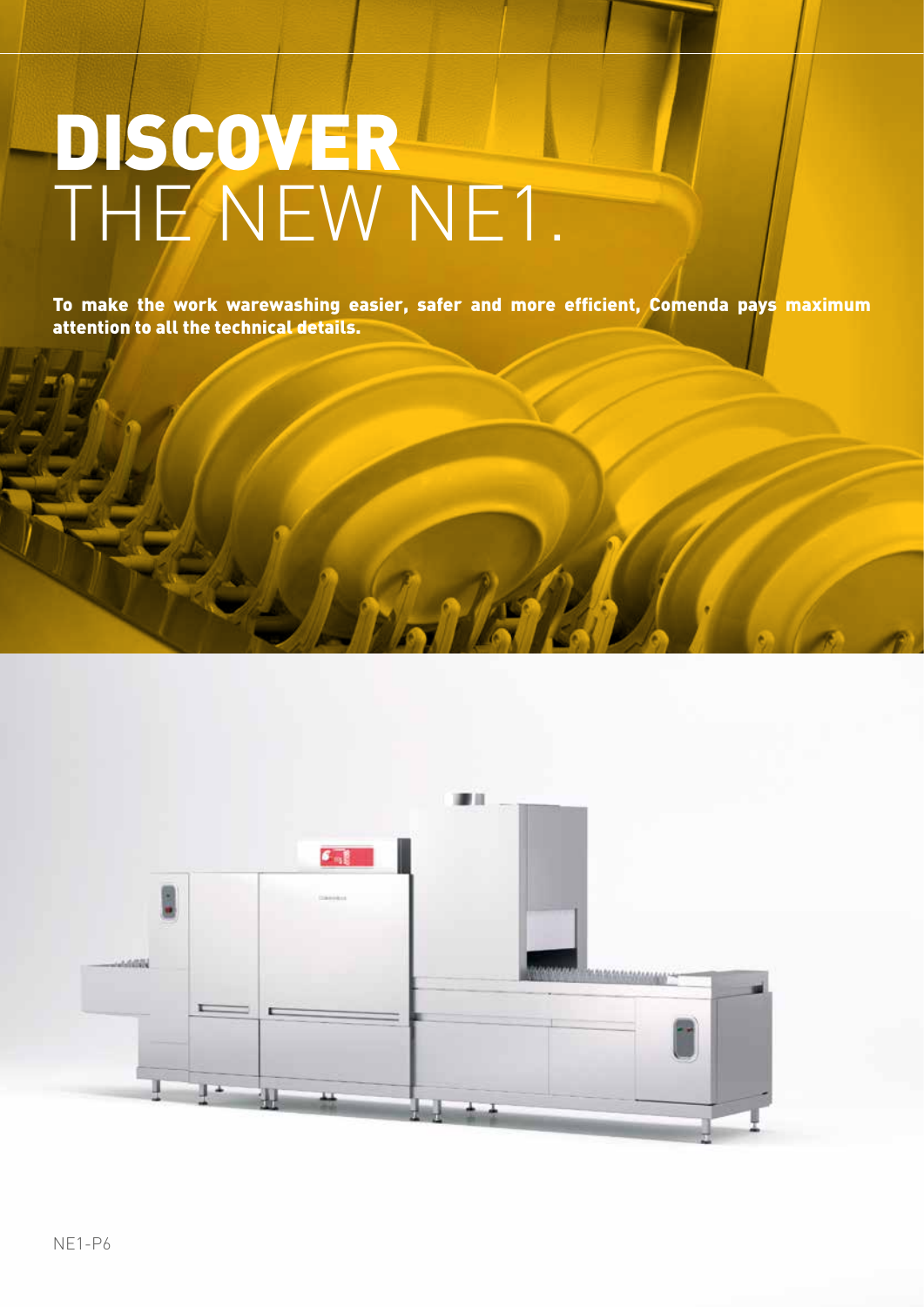# DISCOVER THE NEW NE1.

**To make the work warewashing easier, safer and more efficient, Comenda pays maximum attention to all the technical details.**

NE1-P6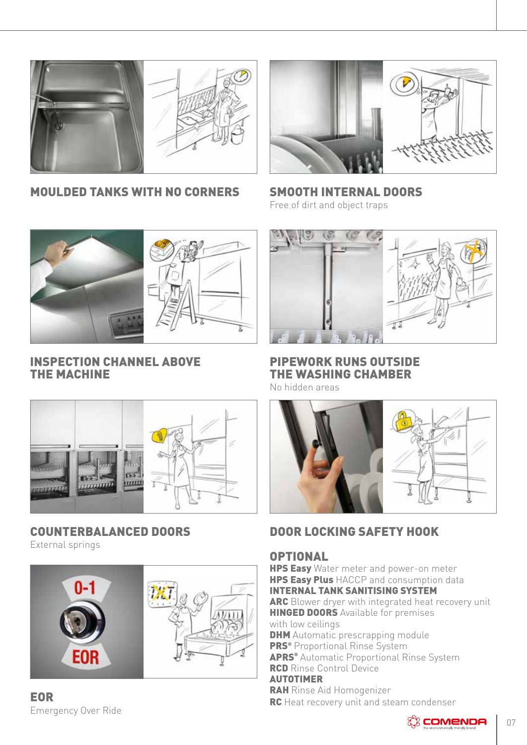## MOULDED TANKS WITH NO CORNERS

## SMOOTH INTERNAL DOORS

Free of dirt and object traps

## INSPECTION CHANNEL ABOVE THE MACHINE

## PIPEWORK RUNS OUTSIDE THE WASHING CHAMBER

No hidden areas

## COUNTERBALANCED DOORS

External springs

## DOOR LOCKING SAFETY HOOK

## EOR

Emergency Over Ride

## OPTIONAL

**HPS Easy** Water meter and power-on meter
**HPS Easy Plus** HACCP and consumption data
**INTERNAL TANK SANITISING SYSTEM**
**ARC** Blower dryer with integrated heat recovery unit
**HINGED DOORS** Available for premises with low ceilings
**DHM** Automatic prescrapping module
**PRS®** Proportional Rinse System
**APRS®** Automatic Proportional Rinse System
**RCD** Rinse Control Device
**AUTOTIMER**
**RAH** Rinse Aid Homogenizer
**RC** Heat recovery unit and steam condenser

COMENDA the environmentally friendly brand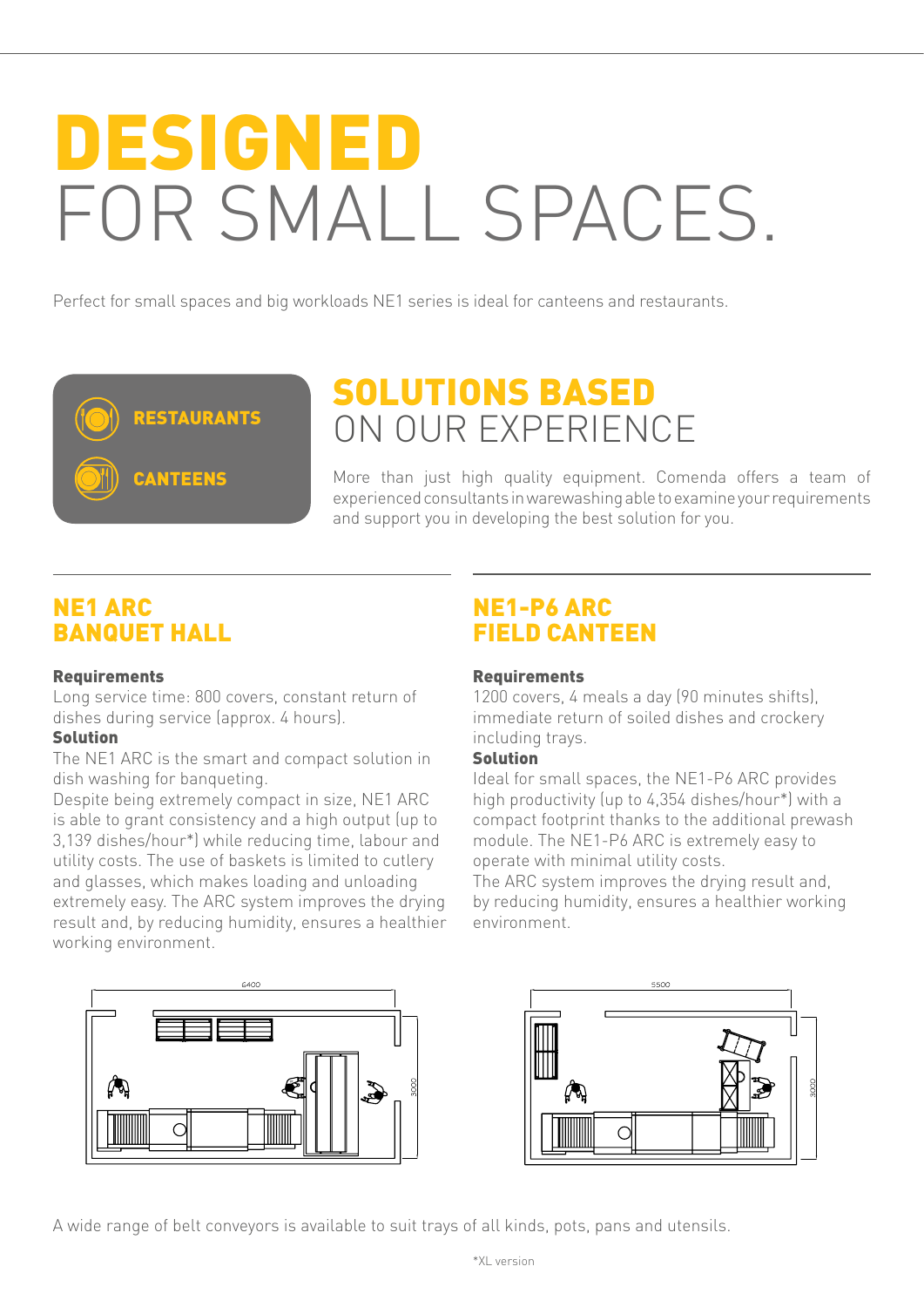# DESIGNED FOR SMALL SPACES.

Perfect for small spaces and big workloads NE1 series is ideal for canteens and restaurants.

**RESTAURANTS**

**CANTEENS**

## SOLUTIONS BASED ON OUR EXPERIENCE

More than just high quality equipment. Comenda offers a team of experienced consultants in warewashing able to examine your requirements and support you in developing the best solution for you.

## NE1 ARC BANQUET HALL

**Requirements**
Long service time: 800 covers, constant return of dishes during service (approx. 4 hours).

**Solution**
The NE1 ARC is the smart and compact solution in dish washing for banqueting.
Despite being extremely compact in size, NE1 ARC is able to grant consistency and a high output (up to 3,139 dishes/hour*) while reducing time, labour and utility costs. The use of baskets is limited to cutlery and glasses, which makes loading and unloading extremely easy. The ARC system improves the drying result and, by reducing humidity, ensures a healthier working environment.

6400

3000

## NE1-P6 ARC FIELD CANTEEN

**Requirements**
1200 covers, 4 meals a day (90 minutes shifts), immediate return of soiled dishes and crockery including trays.

**Solution**
Ideal for small spaces, the NE1-P6 ARC provides high productivity (up to 4,354 dishes/hour*) with a compact footprint thanks to the additional prewash module. The NE1-P6 ARC is extremely easy to operate with minimal utility costs.
The ARC system improves the drying result and, by reducing humidity, ensures a healthier working environment.

5500

3000

A wide range of belt conveyors is available to suit trays of all kinds, pots, pans and utensils.

*XL version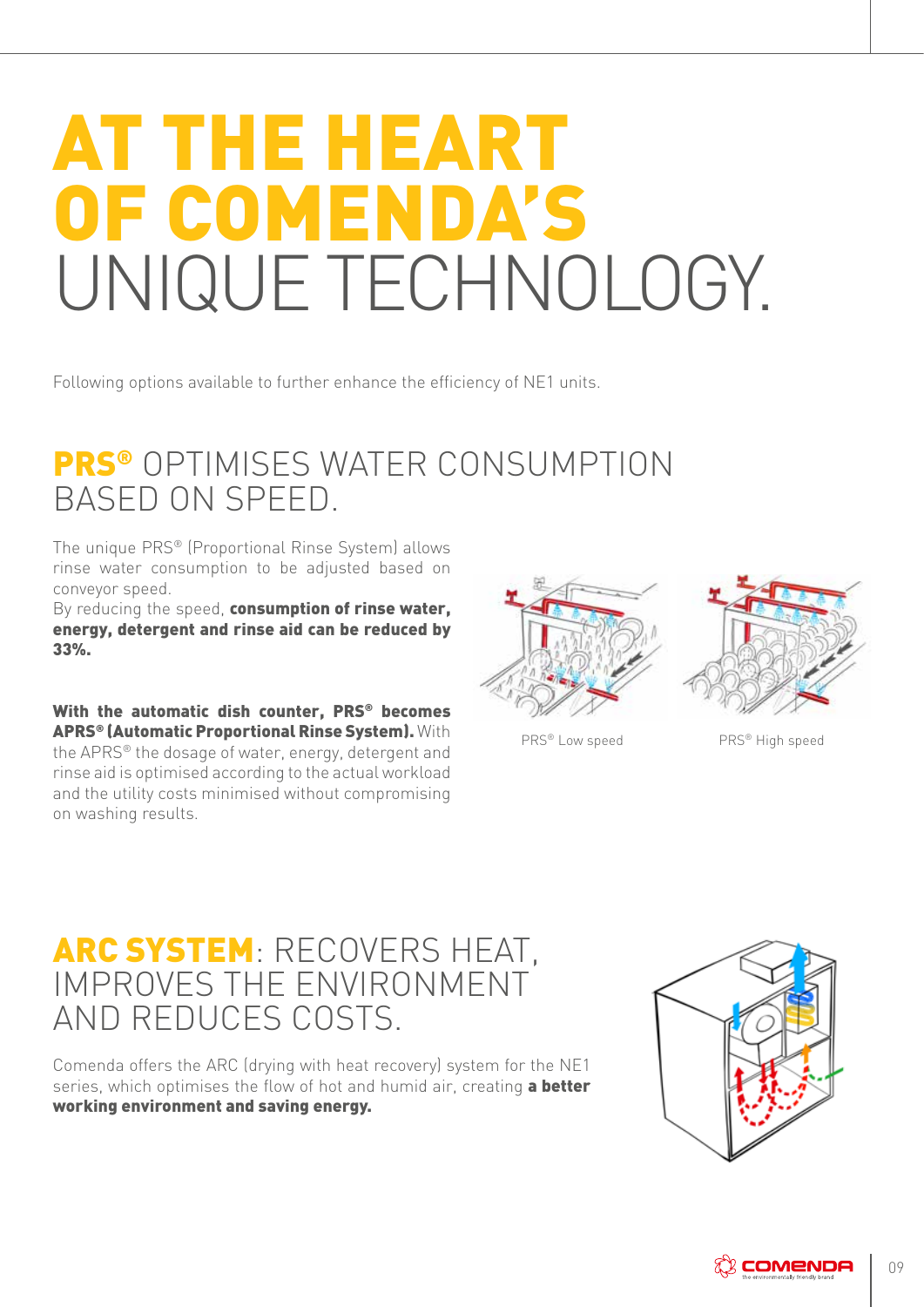# AT THE HEART OF COMENDA'S UNIQUE TECHNOLOGY.

Following options available to further enhance the efficiency of NE1 units.

## PRS® OPTIMISES WATER CONSUMPTION BASED ON SPEED.

The unique PRS® (Proportional Rinse System) allows rinse water consumption to be adjusted based on conveyor speed.
By reducing the speed, **consumption of rinse water, energy, detergent and rinse aid can be reduced by 33%.**

**With the automatic dish counter, PRS® becomes APRS® (Automatic Proportional Rinse System).** With the APRS® the dosage of water, energy, detergent and rinse aid is optimised according to the actual workload and the utility costs minimised without compromising on washing results.

PRS® Low speed

PRS® High speed

## ARC SYSTEM: RECOVERS HEAT, IMPROVES THE ENVIRONMENT AND REDUCES COSTS.

Comenda offers the ARC (drying with heat recovery) system for the NE1 series, which optimises the flow of hot and humid air, creating **a better working environment and saving energy.**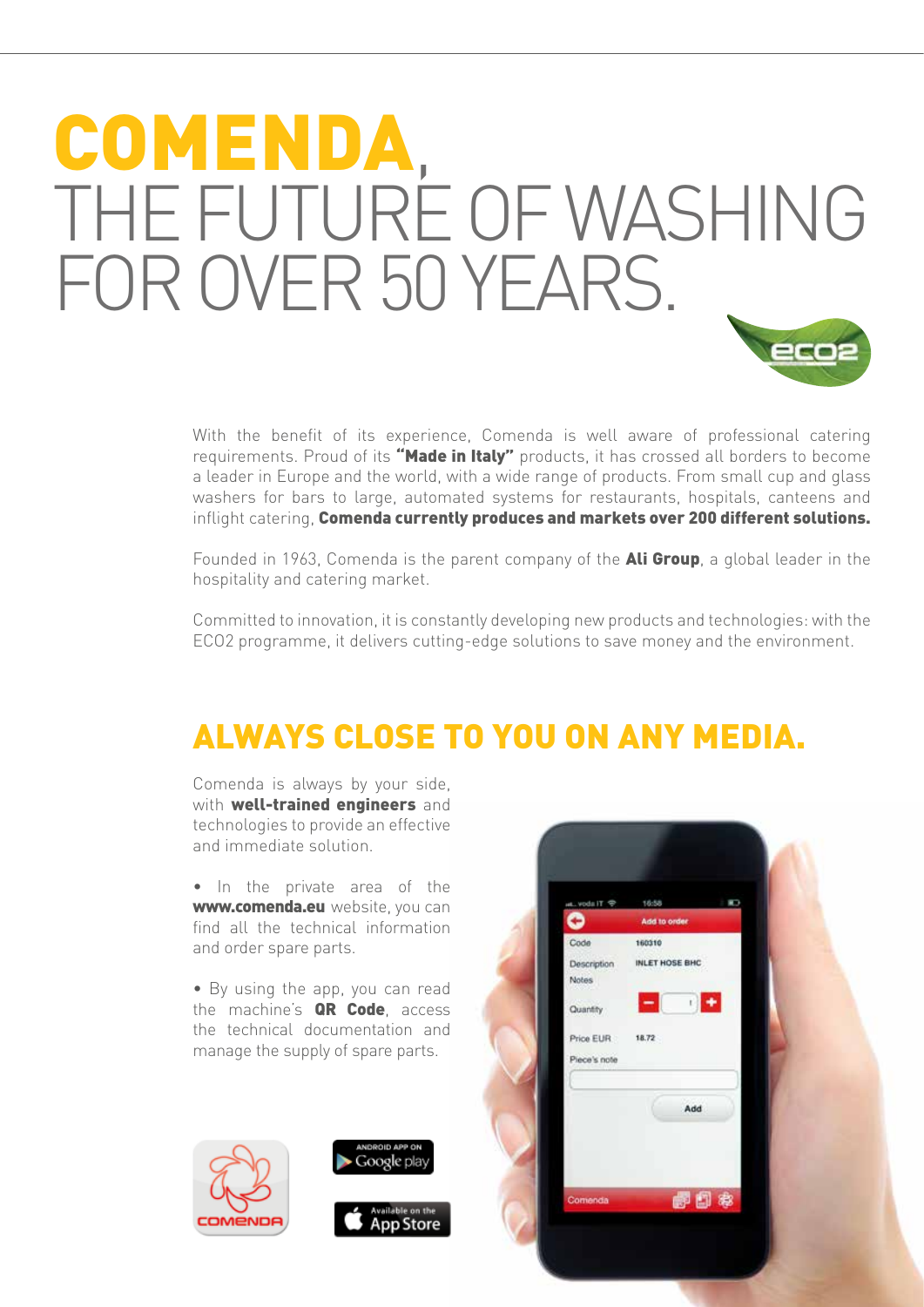# COMENDA, THE FUTURE OF WASHING FOR OVER 50 YEARS.

With the benefit of its experience, Comenda is well aware of professional catering requirements. Proud of its **"Made in Italy"** products, it has crossed all borders to become a leader in Europe and the world, with a wide range of products. From small cup and glass washers for bars to large, automated systems for restaurants, hospitals, canteens and inflight catering, **Comenda currently produces and markets over 200 different solutions.**

Founded in 1963, Comenda is the parent company of the **Ali Group**, a global leader in the hospitality and catering market.

Committed to innovation, it is constantly developing new products and technologies: with the ECO2 programme, it delivers cutting-edge solutions to save money and the environment.

## ALWAYS CLOSE TO YOU ON ANY MEDIA.

Comenda is always by your side, with **well-trained engineers** and technologies to provide an effective and immediate solution.

- In the private area of the **www.comenda.eu** website, you can find all the technical information and order spare parts.

- By using the app, you can read the machine's **QR Code**, access the technical documentation and manage the supply of spare parts.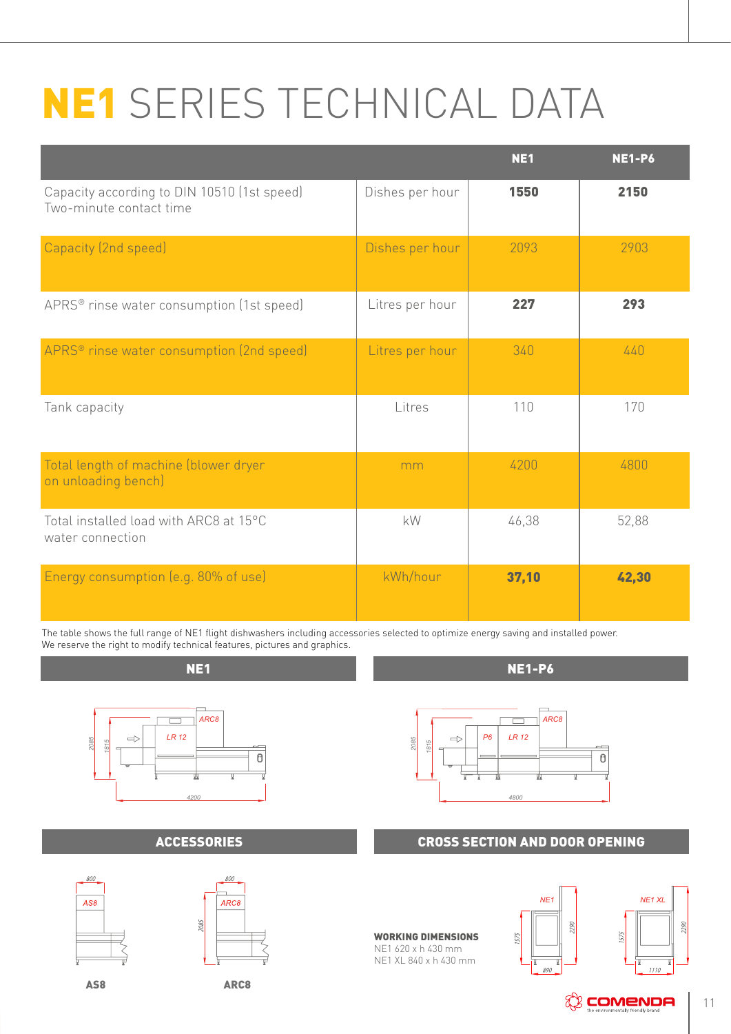# NE1 SERIES TECHNICAL DATA

| | | NE1 | NE1-P6 |
|---|---|---|---|
| Capacity according to DIN 10510 (1st speed) Two-minute contact time | Dishes per hour | **1550** | **2150** |
| Capacity (2nd speed) | Dishes per hour | 2093 | 2903 |
| APRS® rinse water consumption (1st speed) | Litres per hour | **227** | **293** |
| APRS® rinse water consumption (2nd speed) | Litres per hour | 340 | 440 |
| Tank capacity | Litres | 110 | 170 |
| Total length of machine (blower dryer on unloading bench) | mm | 4200 | 4800 |
| Total installed load with ARC8 at 15°C water connection | kW | 46,38 | 52,88 |
| Energy consumption (e.g. 80% of use) | kWh/hour | **37,10** | **42,30** |

The table shows the full range of NE1 flight dishwashers including accessories selected to optimize energy saving and installed power.
We reserve the right to modify technical features, pictures and graphics.

## NE1

ARC8, LR 12, 2085, 1815, 4200

## NE1-P6

ARC8, P6, LR 12, 2085, 1815, 4800

## ACCESSORIES

AS8 (800)

ARC8 (800, 2085)

## CROSS SECTION AND DOOR OPENING

**WORKING DIMENSIONS**
NE1 620 x h 430 mm
NE1 XL 840 x h 430 mm

NE1: 1575, 2290, 890

NE1 XL: 1575, 2290, 1110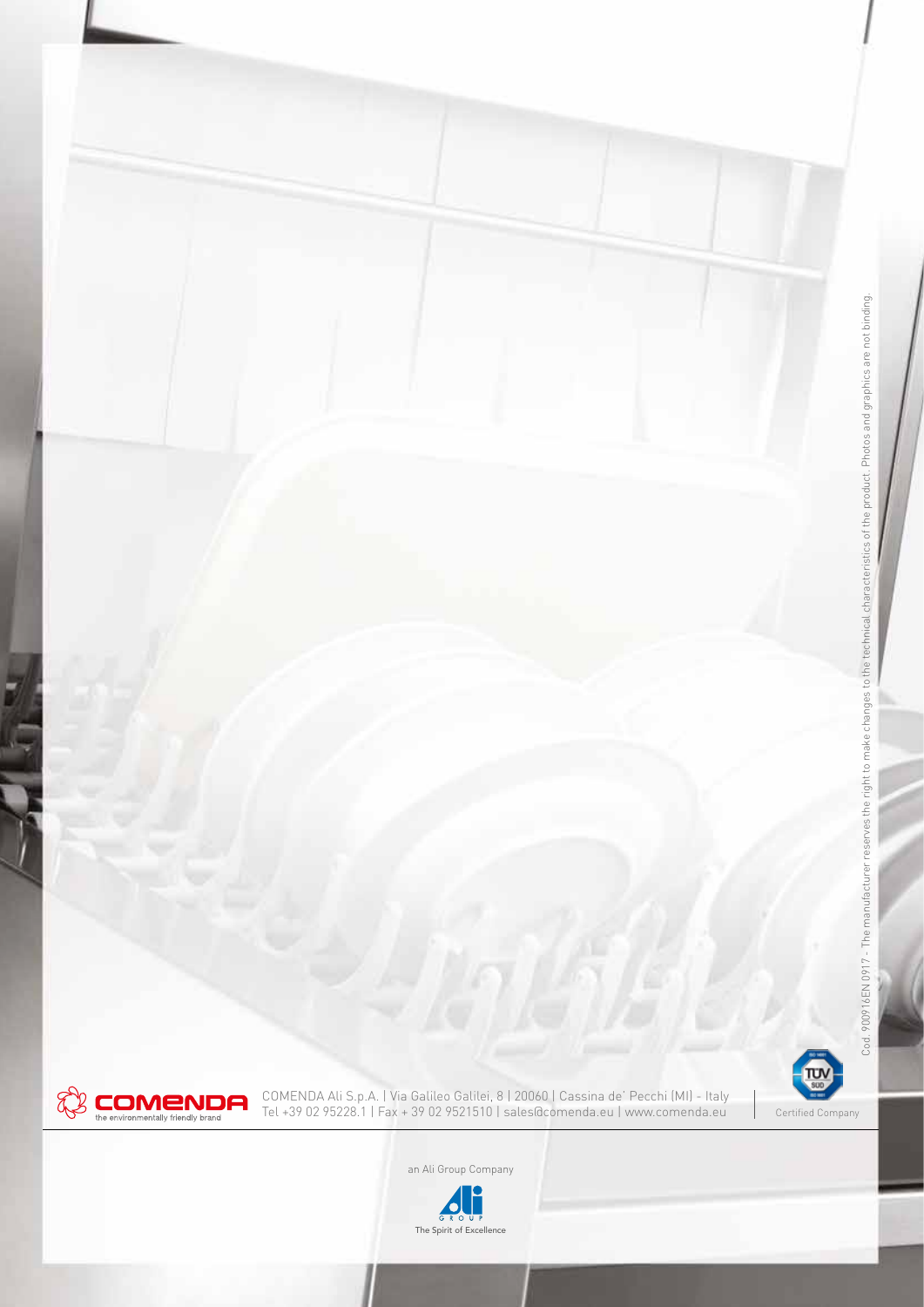COMENDA
the environmentally friendly brand

COMENDA Ali S.p.A. | Via Galileo Galilei, 8 | 20060 | Cassina de' Pecchi (MI) - Italy
Tel +39 02 95228.1 | Fax + 39 02 9521510 | sales@comenda.eu | www.comenda.eu

Certified Company

an Ali Group Company

The Spirit of Excellence

Cod. 900916EN 0917 - The manufacturer reserves the right to make changes to the technical characteristics of the product. Photos and graphics are not binding.